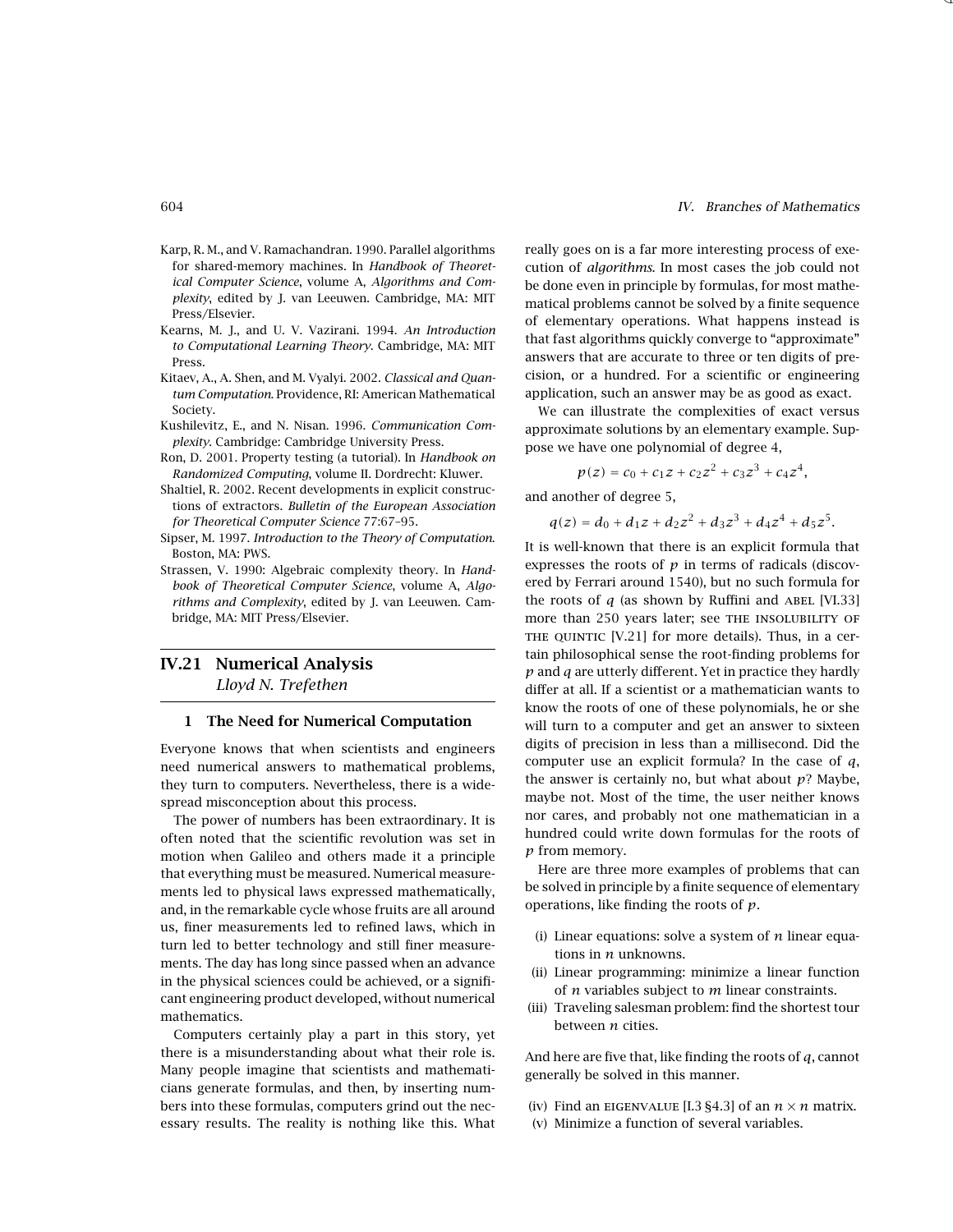Karp, R. M., and V. Ramachandran. 1990. Parallel algorithms for shared-memory machines. In *Handbook of Theoretical Computer Science*, volume A, *Algorithms and Complexity*, edited by J. van Leeuwen. Cambridge, MA: MIT Press/Elsevier.

Kearns, M. J., and U. V. Vazirani. 1994. *An Introduction to Computational Learning Theory*. Cambridge, MA: MIT Press.

Kitaev, A., A. Shen, and M. Vyalyi. 2002. *Classical and Quantum Computation*. Providence, RI: American Mathematical Society.

Kushilevitz, E., and N. Nisan. 1996. *Communication Complexity*. Cambridge: Cambridge University Press.

Ron, D. 2001. Property testing (a tutorial). In *Handbook on Randomized Computing*, volume II. Dordrecht: Kluwer.

Shaltiel, R. 2002. Recent developments in explicit constructions of extractors. *Bulletin of the European Association for Theoretical Computer Science* 77:67–95.

Sipser, M. 1997. *Introduction to the Theory of Computation*. Boston, MA: PWS.

Strassen, V. 1990: Algebraic complexity theory. In *Handbook of Theoretical Computer Science*, volume A, *Algorithms and Complexity*, edited by J. van Leeuwen. Cambridge, MA: MIT Press/Elsevier.

# IV.21 Numerical Analysis
*Lloyd N. Trefethen*

## 1 The Need for Numerical Computation

Everyone knows that when scientists and engineers need numerical answers to mathematical problems, they turn to computers. Nevertheless, there is a widespread misconception about this process.

The power of numbers has been extraordinary. It is often noted that the scientific revolution was set in motion when Galileo and others made it a principle that everything must be measured. Numerical measurements led to physical laws expressed mathematically, and, in the remarkable cycle whose fruits are all around us, finer measurements led to refined laws, which in turn led to better technology and still finer measurements. The day has long since passed when an advance in the physical sciences could be achieved, or a significant engineering product developed, without numerical mathematics.

Computers certainly play a part in this story, yet there is a misunderstanding about what their role is. Many people imagine that scientists and mathematicians generate formulas, and then, by inserting numbers into these formulas, computers grind out the necessary results. The reality is nothing like this. What really goes on is a far more interesting process of execution of *algorithms*. In most cases the job could not be done even in principle by formulas, for most mathematical problems cannot be solved by a finite sequence of elementary operations. What happens instead is that fast algorithms quickly converge to "approximate" answers that are accurate to three or ten digits of precision, or a hundred. For a scientific or engineering application, such an answer may be as good as exact.

We can illustrate the complexities of exact versus approximate solutions by an elementary example. Suppose we have one polynomial of degree 4,

$$p(z) = c_0 + c_1 z + c_2 z^2 + c_3 z^3 + c_4 z^4,$$

and another of degree 5,

$$q(z) = d_0 + d_1 z + d_2 z^2 + d_3 z^3 + d_4 z^4 + d_5 z^5.$$

It is well-known that there is an explicit formula that expresses the roots of $p$ in terms of radicals (discovered by Ferrari around 1540), but no such formula for the roots of $q$ (as shown by Ruffini and ABEL [VI.33] more than 250 years later; see THE INSOLUBILITY OF THE QUINTIC [V.21] for more details). Thus, in a certain philosophical sense the root-finding problems for $p$ and $q$ are utterly different. Yet in practice they hardly differ at all. If a scientist or a mathematician wants to know the roots of one of these polynomials, he or she will turn to a computer and get an answer to sixteen digits of precision in less than a millisecond. Did the computer use an explicit formula? In the case of $q$, the answer is certainly no, but what about $p$? Maybe, maybe not. Most of the time, the user neither knows nor cares, and probably not one mathematician in a hundred could write down formulas for the roots of $p$ from memory.

Here are three more examples of problems that can be solved in principle by a finite sequence of elementary operations, like finding the roots of $p$.

(i) Linear equations: solve a system of $n$ linear equations in $n$ unknowns.
(ii) Linear programming: minimize a linear function of $n$ variables subject to $m$ linear constraints.
(iii) Traveling salesman problem: find the shortest tour between $n$ cities.

And here are five that, like finding the roots of $q$, cannot generally be solved in this manner.

(iv) Find an EIGENVALUE [I.3 §4.3] of an $n \times n$ matrix.
(v) Minimize a function of several variables.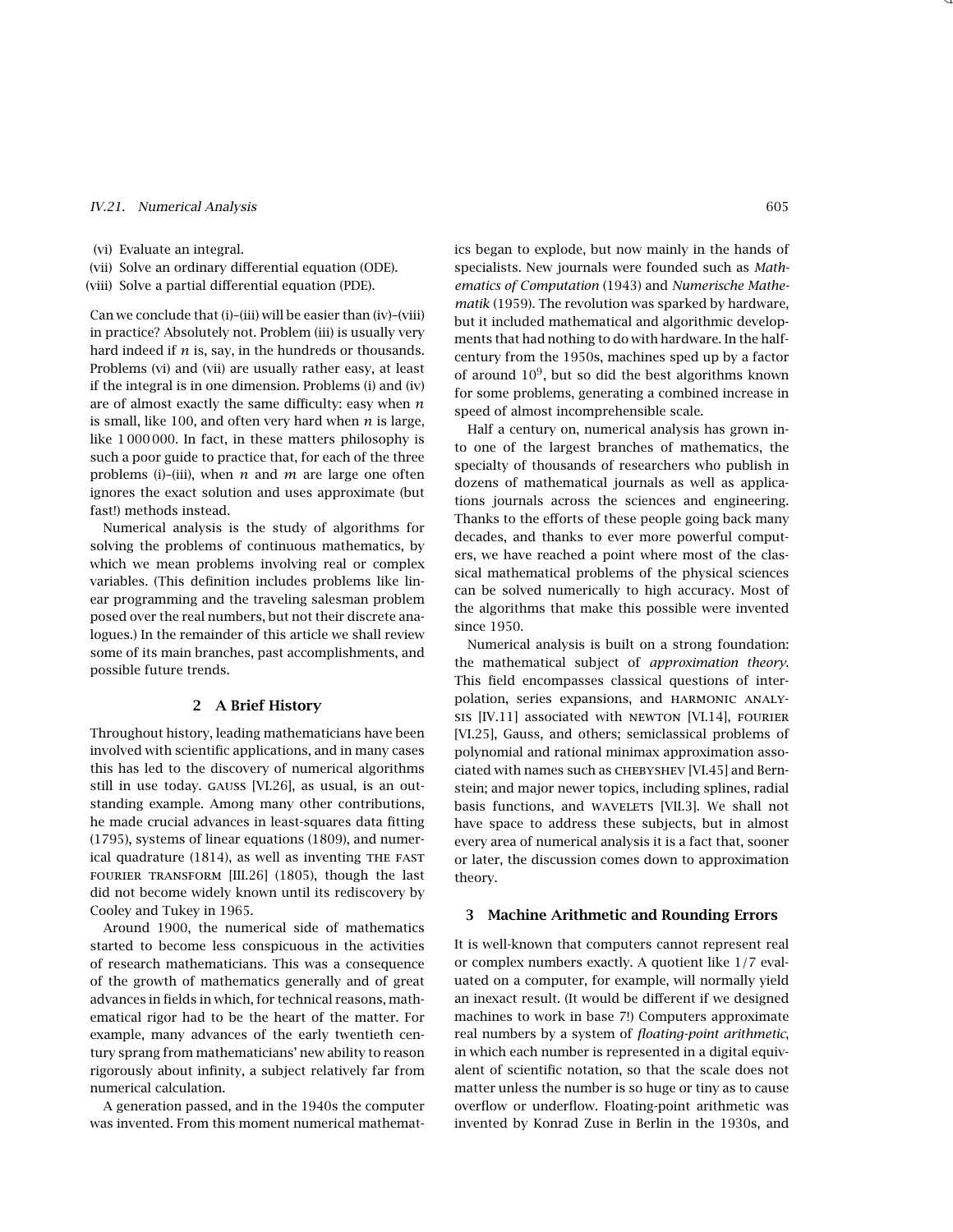(vi) Evaluate an integral.
(vii) Solve an ordinary differential equation (ODE).
(viii) Solve a partial differential equation (PDE).

Can we conclude that (i)–(iii) will be easier than (iv)–(viii) in practice? Absolutely not. Problem (iii) is usually very hard indeed if $n$ is, say, in the hundreds or thousands. Problems (vi) and (vii) are usually rather easy, at least if the integral is in one dimension. Problems (i) and (iv) are of almost exactly the same difficulty: easy when $n$ is small, like 100, and often very hard when $n$ is large, like 1 000 000. In fact, in these matters philosophy is such a poor guide to practice that, for each of the three problems (i)–(iii), when $n$ and $m$ are large one often ignores the exact solution and uses approximate (but fast!) methods instead.

Numerical analysis is the study of algorithms for solving the problems of continuous mathematics, by which we mean problems involving real or complex variables. (This definition includes problems like linear programming and the traveling salesman problem posed over the real numbers, but not their discrete analogues.) In the remainder of this article we shall review some of its main branches, past accomplishments, and possible future trends.

## 2 A Brief History

Throughout history, leading mathematicians have been involved with scientific applications, and in many cases this has led to the discovery of numerical algorithms still in use today. GAUSS [VI.26], as usual, is an outstanding example. Among many other contributions, he made crucial advances in least-squares data fitting (1795), systems of linear equations (1809), and numerical quadrature (1814), as well as inventing THE FAST FOURIER TRANSFORM [III.26] (1805), though the last did not become widely known until its rediscovery by Cooley and Tukey in 1965.

Around 1900, the numerical side of mathematics started to become less conspicuous in the activities of research mathematicians. This was a consequence of the growth of mathematics generally and of great advances in fields in which, for technical reasons, mathematical rigor had to be the heart of the matter. For example, many advances of the early twentieth century sprang from mathematicians' new ability to reason rigorously about infinity, a subject relatively far from numerical calculation.

A generation passed, and in the 1940s the computer was invented. From this moment numerical mathematics began to explode, but now mainly in the hands of specialists. New journals were founded such as *Mathematics of Computation* (1943) and *Numerische Mathematik* (1959). The revolution was sparked by hardware, but it included mathematical and algorithmic developments that had nothing to do with hardware. In the half-century from the 1950s, machines sped up by a factor of around $10^9$, but so did the best algorithms known for some problems, generating a combined increase in speed of almost incomprehensible scale.

Half a century on, numerical analysis has grown into one of the largest branches of mathematics, the specialty of thousands of researchers who publish in dozens of mathematical journals as well as applications journals across the sciences and engineering. Thanks to the efforts of these people going back many decades, and thanks to ever more powerful computers, we have reached a point where most of the classical mathematical problems of the physical sciences can be solved numerically to high accuracy. Most of the algorithms that make this possible were invented since 1950.

Numerical analysis is built on a strong foundation: the mathematical subject of *approximation theory*. This field encompasses classical questions of interpolation, series expansions, and HARMONIC ANALYSIS [IV.11] associated with NEWTON [VI.14], FOURIER [VI.25], Gauss, and others; semiclassical problems of polynomial and rational minimax approximation associated with names such as CHEBYSHEV [VI.45] and Bernstein; and major newer topics, including splines, radial basis functions, and WAVELETS [VII.3]. We shall not have space to address these subjects, but in almost every area of numerical analysis it is a fact that, sooner or later, the discussion comes down to approximation theory.

## 3 Machine Arithmetic and Rounding Errors

It is well-known that computers cannot represent real or complex numbers exactly. A quotient like $1/7$ evaluated on a computer, for example, will normally yield an inexact result. (It would be different if we designed machines to work in base 7!) Computers approximate real numbers by a system of *floating-point arithmetic*, in which each number is represented in a digital equivalent of scientific notation, so that the scale does not matter unless the number is so huge or tiny as to cause overflow or underflow. Floating-point arithmetic was invented by Konrad Zuse in Berlin in the 1930s, and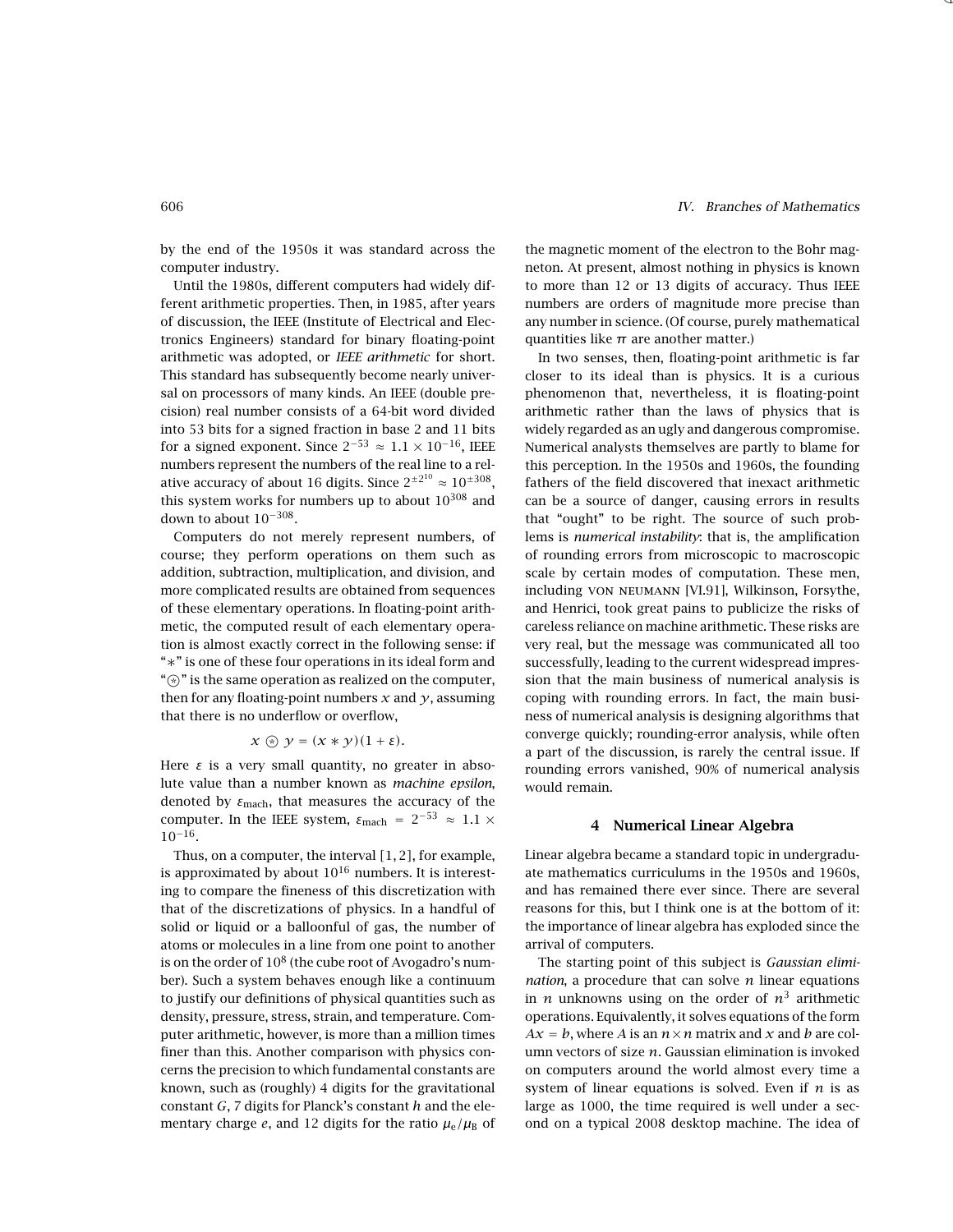by the end of the 1950s it was standard across the computer industry.

Until the 1980s, different computers had widely different arithmetic properties. Then, in 1985, after years of discussion, the IEEE (Institute of Electrical and Electronics Engineers) standard for binary floating-point arithmetic was adopted, or *IEEE arithmetic* for short. This standard has subsequently become nearly universal on processors of many kinds. An IEEE (double precision) real number consists of a 64-bit word divided into 53 bits for a signed fraction in base 2 and 11 bits for a signed exponent. Since $2^{-53} \approx 1.1 \times 10^{-16}$, IEEE numbers represent the numbers of the real line to a relative accuracy of about 16 digits. Since $2^{\pm 2^{10}} \approx 10^{\pm 308}$, this system works for numbers up to about $10^{308}$ and down to about $10^{-308}$.

Computers do not merely represent numbers, of course; they perform operations on them such as addition, subtraction, multiplication, and division, and more complicated results are obtained from sequences of these elementary operations. In floating-point arithmetic, the computed result of each elementary operation is almost exactly correct in the following sense: if "$*$" is one of these four operations in its ideal form and "$\circledast$" is the same operation as realized on the computer, then for any floating-point numbers $x$ and $y$, assuming that there is no underflow or overflow,

$$x \circledast y = (x * y)(1 + \varepsilon).$$

Here $\varepsilon$ is a very small quantity, no greater in absolute value than a number known as *machine epsilon*, denoted by $\varepsilon_{\text{mach}}$, that measures the accuracy of the computer. In the IEEE system, $\varepsilon_{\text{mach}} = 2^{-53} \approx 1.1 \times 10^{-16}$.

Thus, on a computer, the interval $[1, 2]$, for example, is approximated by about $10^{16}$ numbers. It is interesting to compare the fineness of this discretization with that of the discretizations of physics. In a handful of solid or liquid or a balloonful of gas, the number of atoms or molecules in a line from one point to another is on the order of $10^8$ (the cube root of Avogadro's number). Such a system behaves enough like a continuum to justify our definitions of physical quantities such as density, pressure, stress, strain, and temperature. Computer arithmetic, however, is more than a million times finer than this. Another comparison with physics concerns the precision to which fundamental constants are known, such as (roughly) 4 digits for the gravitational constant $G$, 7 digits for Planck's constant $h$ and the elementary charge $e$, and 12 digits for the ratio $\mu_e/\mu_B$ of the magnetic moment of the electron to the Bohr magneton. At present, almost nothing in physics is known to more than 12 or 13 digits of accuracy. Thus IEEE numbers are orders of magnitude more precise than any number in science. (Of course, purely mathematical quantities like $\pi$ are another matter.)

In two senses, then, floating-point arithmetic is far closer to its ideal than is physics. It is a curious phenomenon that, nevertheless, it is floating-point arithmetic rather than the laws of physics that is widely regarded as an ugly and dangerous compromise. Numerical analysts themselves are partly to blame for this perception. In the 1950s and 1960s, the founding fathers of the field discovered that inexact arithmetic can be a source of danger, causing errors in results that "ought" to be right. The source of such problems is *numerical instability*: that is, the amplification of rounding errors from microscopic to macroscopic scale by certain modes of computation. These men, including VON NEUMANN [VI.91], Wilkinson, Forsythe, and Henrici, took great pains to publicize the risks of careless reliance on machine arithmetic. These risks are very real, but the message was communicated all too successfully, leading to the current widespread impression that the main business of numerical analysis is coping with rounding errors. In fact, the main business of numerical analysis is designing algorithms that converge quickly; rounding-error analysis, while often a part of the discussion, is rarely the central issue. If rounding errors vanished, 90% of numerical analysis would remain.

## 4 Numerical Linear Algebra

Linear algebra became a standard topic in undergraduate mathematics curriculums in the 1950s and 1960s, and has remained there ever since. There are several reasons for this, but I think one is at the bottom of it: the importance of linear algebra has exploded since the arrival of computers.

The starting point of this subject is *Gaussian elimination*, a procedure that can solve $n$ linear equations in $n$ unknowns using on the order of $n^3$ arithmetic operations. Equivalently, it solves equations of the form $Ax = b$, where $A$ is an $n \times n$ matrix and $x$ and $b$ are column vectors of size $n$. Gaussian elimination is invoked on computers around the world almost every time a system of linear equations is solved. Even if $n$ is as large as 1000, the time required is well under a second on a typical 2008 desktop machine. The idea of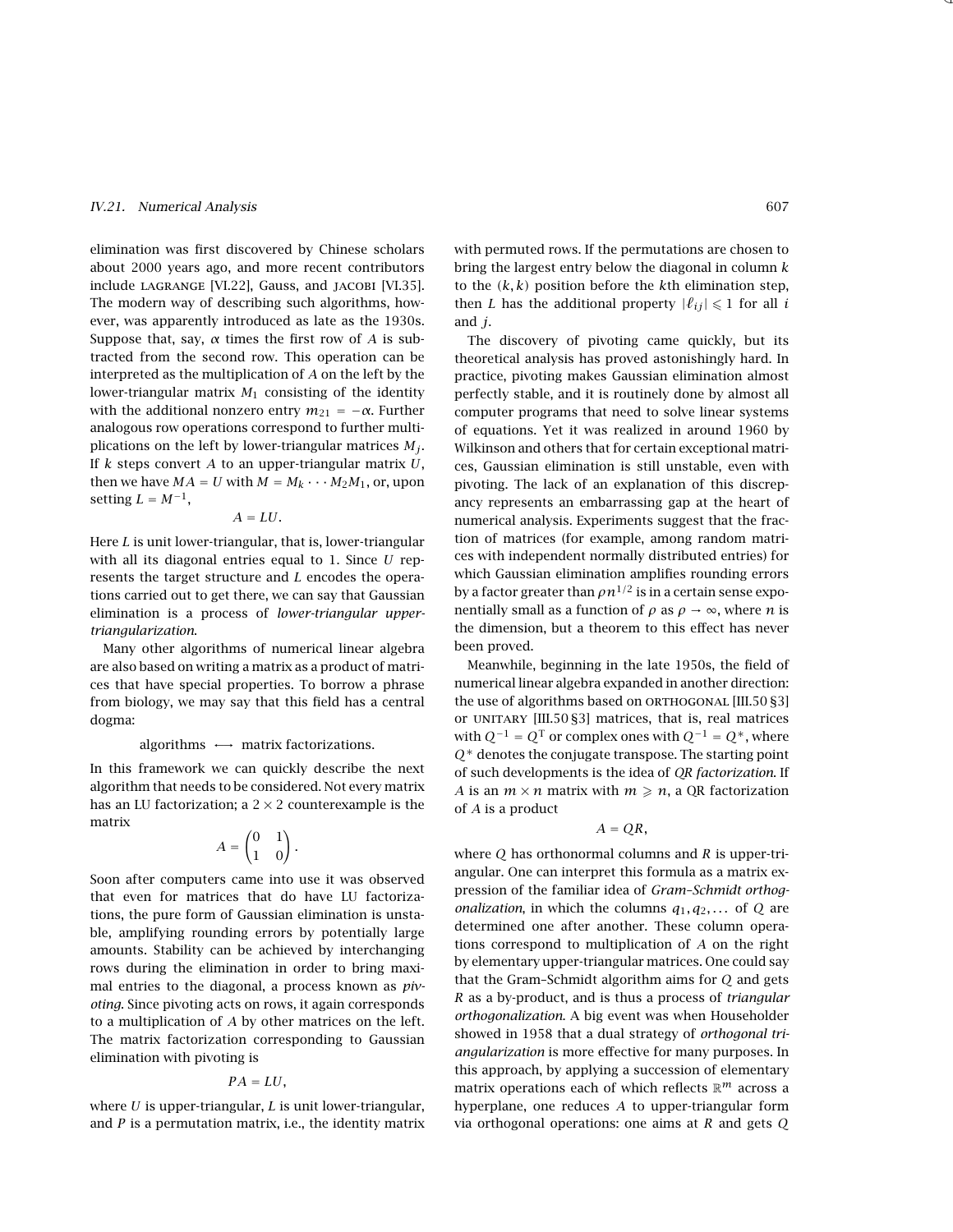elimination was first discovered by Chinese scholars about 2000 years ago, and more recent contributors include LAGRANGE [VI.22], Gauss, and JACOBI [VI.35]. The modern way of describing such algorithms, however, was apparently introduced as late as the 1930s. Suppose that, say, $\alpha$ times the first row of $A$ is subtracted from the second row. This operation can be interpreted as the multiplication of $A$ on the left by the lower-triangular matrix $M_1$ consisting of the identity with the additional nonzero entry $m_{21} = -\alpha$. Further analogous row operations correspond to further multiplications on the left by lower-triangular matrices $M_j$. If $k$ steps convert $A$ to an upper-triangular matrix $U$, then we have $MA = U$ with $M = M_k \cdots M_2 M_1$, or, upon setting $L = M^{-1}$,

$$A = LU.$$

Here $L$ is unit lower-triangular, that is, lower-triangular with all its diagonal entries equal to 1. Since $U$ represents the target structure and $L$ encodes the operations carried out to get there, we can say that Gaussian elimination is a process of *lower-triangular upper-triangularization*.

Many other algorithms of numerical linear algebra are also based on writing a matrix as a product of matrices that have special properties. To borrow a phrase from biology, we may say that this field has a central dogma:

$$\text{algorithms} \longleftrightarrow \text{matrix factorizations.}$$

In this framework we can quickly describe the next algorithm that needs to be considered. Not every matrix has an LU factorization; a $2 \times 2$ counterexample is the matrix

$$A = \begin{pmatrix} 0 & 1 \\ 1 & 0 \end{pmatrix}.$$

Soon after computers came into use it was observed that even for matrices that do have LU factorizations, the pure form of Gaussian elimination is unstable, amplifying rounding errors by potentially large amounts. Stability can be achieved by interchanging rows during the elimination in order to bring maximal entries to the diagonal, a process known as *pivoting*. Since pivoting acts on rows, it again corresponds to a multiplication of $A$ by other matrices on the left. The matrix factorization corresponding to Gaussian elimination with pivoting is

$$PA = LU,$$

where $U$ is upper-triangular, $L$ is unit lower-triangular, and $P$ is a permutation matrix, i.e., the identity matrix with permuted rows. If the permutations are chosen to bring the largest entry below the diagonal in column $k$ to the $(k, k)$ position before the $k$th elimination step, then $L$ has the additional property $|\ell_{ij}| \leqslant 1$ for all $i$ and $j$.

The discovery of pivoting came quickly, but its theoretical analysis has proved astonishingly hard. In practice, pivoting makes Gaussian elimination almost perfectly stable, and it is routinely done by almost all computer programs that need to solve linear systems of equations. Yet it was realized in around 1960 by Wilkinson and others that for certain exceptional matrices, Gaussian elimination is still unstable, even with pivoting. The lack of an explanation of this discrepancy represents an embarrassing gap at the heart of numerical analysis. Experiments suggest that the fraction of matrices (for example, among random matrices with independent normally distributed entries) for which Gaussian elimination amplifies rounding errors by a factor greater than $\rho n^{1/2}$ is in a certain sense exponentially small as a function of $\rho$ as $\rho \to \infty$, where $n$ is the dimension, but a theorem to this effect has never been proved.

Meanwhile, beginning in the late 1950s, the field of numerical linear algebra expanded in another direction: the use of algorithms based on ORTHOGONAL [III.50 §3] or UNITARY [III.50 §3] matrices, that is, real matrices with $Q^{-1} = Q^{\mathrm{T}}$ or complex ones with $Q^{-1} = Q^*$, where $Q^*$ denotes the conjugate transpose. The starting point of such developments is the idea of *QR factorization*. If $A$ is an $m \times n$ matrix with $m \geqslant n$, a QR factorization of $A$ is a product

$$A = QR,$$

where $Q$ has orthonormal columns and $R$ is upper-triangular. One can interpret this formula as a matrix expression of the familiar idea of *Gram–Schmidt orthogonalization*, in which the columns $q_1, q_2, \dots$ of $Q$ are determined one after another. These column operations correspond to multiplication of $A$ on the right by elementary upper-triangular matrices. One could say that the Gram–Schmidt algorithm aims for $Q$ and gets $R$ as a by-product, and is thus a process of *triangular orthogonalization*. A big event was when Householder showed in 1958 that a dual strategy of *orthogonal triangularization* is more effective for many purposes. In this approach, by applying a succession of elementary matrix operations each of which reflects $\mathbb{R}^m$ across a hyperplane, one reduces $A$ to upper-triangular form via orthogonal operations: one aims at $R$ and gets $Q$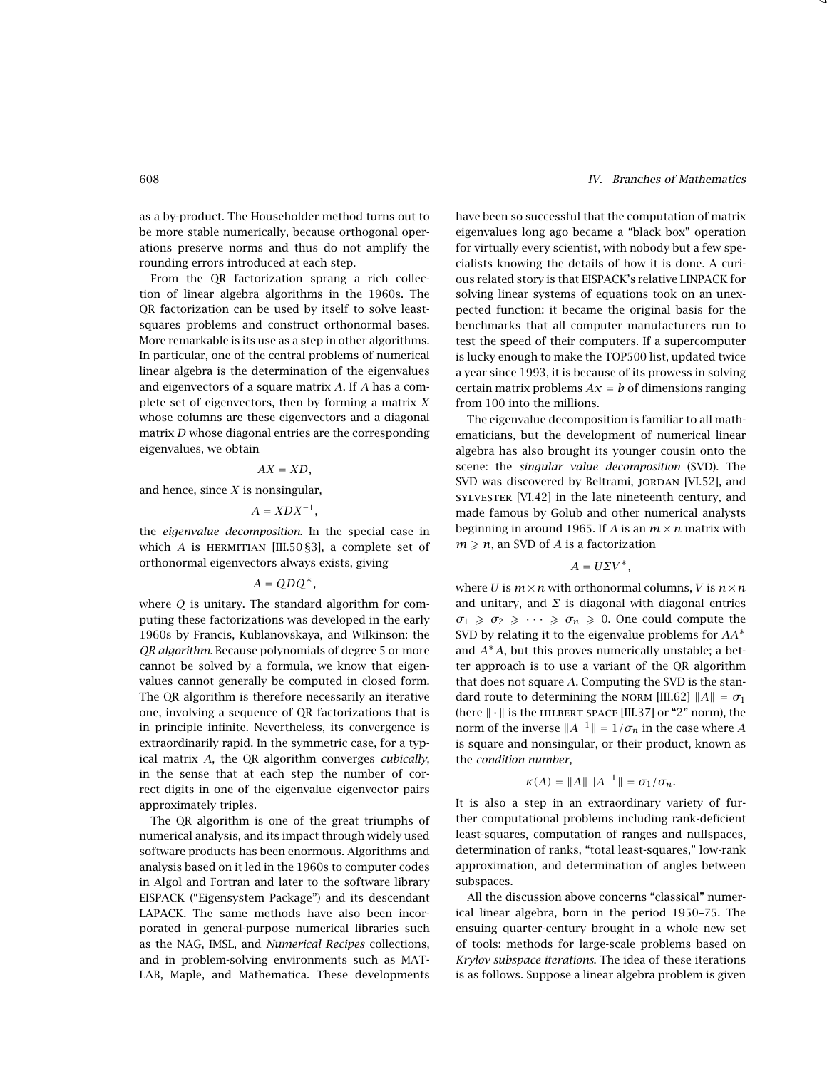as a by-product. The Householder method turns out to be more stable numerically, because orthogonal operations preserve norms and thus do not amplify the rounding errors introduced at each step.

From the QR factorization sprang a rich collection of linear algebra algorithms in the 1960s. The QR factorization can be used by itself to solve least-squares problems and construct orthonormal bases. More remarkable is its use as a step in other algorithms. In particular, one of the central problems of numerical linear algebra is the determination of the eigenvalues and eigenvectors of a square matrix $A$. If $A$ has a complete set of eigenvectors, then by forming a matrix $X$ whose columns are these eigenvectors and a diagonal matrix $D$ whose diagonal entries are the corresponding eigenvalues, we obtain

$$AX = XD,$$

and hence, since $X$ is nonsingular,

$$A = XDX^{-1},$$

the *eigenvalue decomposition*. In the special case in which $A$ is HERMITIAN [III.50 §3], a complete set of orthonormal eigenvectors always exists, giving

$$A = QDQ^*,$$

where $Q$ is unitary. The standard algorithm for computing these factorizations was developed in the early 1960s by Francis, Kublanovskaya, and Wilkinson: the *QR algorithm*. Because polynomials of degree 5 or more cannot be solved by a formula, we know that eigenvalues cannot generally be computed in closed form. The QR algorithm is therefore necessarily an iterative one, involving a sequence of QR factorizations that is in principle infinite. Nevertheless, its convergence is extraordinarily rapid. In the symmetric case, for a typical matrix $A$, the QR algorithm converges *cubically*, in the sense that at each step the number of correct digits in one of the eigenvalue–eigenvector pairs approximately triples.

The QR algorithm is one of the great triumphs of numerical analysis, and its impact through widely used software products has been enormous. Algorithms and analysis based on it led in the 1960s to computer codes in Algol and Fortran and later to the software library EISPACK ("Eigensystem Package") and its descendant LAPACK. The same methods have also been incorporated in general-purpose numerical libraries such as the NAG, IMSL, and *Numerical Recipes* collections, and in problem-solving environments such as MATLAB, Maple, and Mathematica. These developments have been so successful that the computation of matrix eigenvalues long ago became a "black box" operation for virtually every scientist, with nobody but a few specialists knowing the details of how it is done. A curious related story is that EISPACK's relative LINPACK for solving linear systems of equations took on an unexpected function: it became the original basis for the benchmarks that all computer manufacturers run to test the speed of their computers. If a supercomputer is lucky enough to make the TOP500 list, updated twice a year since 1993, it is because of its prowess in solving certain matrix problems $Ax = b$ of dimensions ranging from 100 into the millions.

The eigenvalue decomposition is familiar to all mathematicians, but the development of numerical linear algebra has also brought its younger cousin onto the scene: the *singular value decomposition* (SVD). The SVD was discovered by Beltrami, JORDAN [VI.52], and SYLVESTER [VI.42] in the late nineteenth century, and made famous by Golub and other numerical analysts beginning in around 1965. If $A$ is an $m \times n$ matrix with $m \geqslant n$, an SVD of $A$ is a factorization

$$A = U\Sigma V^*,$$

where $U$ is $m \times n$ with orthonormal columns, $V$ is $n \times n$ and unitary, and $\Sigma$ is diagonal with diagonal entries $\sigma_1 \geqslant \sigma_2 \geqslant \cdots \geqslant \sigma_n \geqslant 0$. One could compute the SVD by relating it to the eigenvalue problems for $AA^*$ and $A^*A$, but this proves numerically unstable; a better approach is to use a variant of the QR algorithm that does not square $A$. Computing the SVD is the standard route to determining the NORM [III.62] $\|A\| = \sigma_1$ (here $\|\cdot\|$ is the HILBERT SPACE [III.37] or "2" norm), the norm of the inverse $\|A^{-1}\| = 1/\sigma_n$ in the case where $A$ is square and nonsingular, or their product, known as the *condition number*,

$$\kappa(A) = \|A\| \, \|A^{-1}\| = \sigma_1/\sigma_n.$$

It is also a step in an extraordinary variety of further computational problems including rank-deficient least-squares, computation of ranges and nullspaces, determination of ranks, "total least-squares," low-rank approximation, and determination of angles between subspaces.

All the discussion above concerns "classical" numerical linear algebra, born in the period 1950–75. The ensuing quarter-century brought in a whole new set of tools: methods for large-scale problems based on *Krylov subspace iterations*. The idea of these iterations is as follows. Suppose a linear algebra problem is given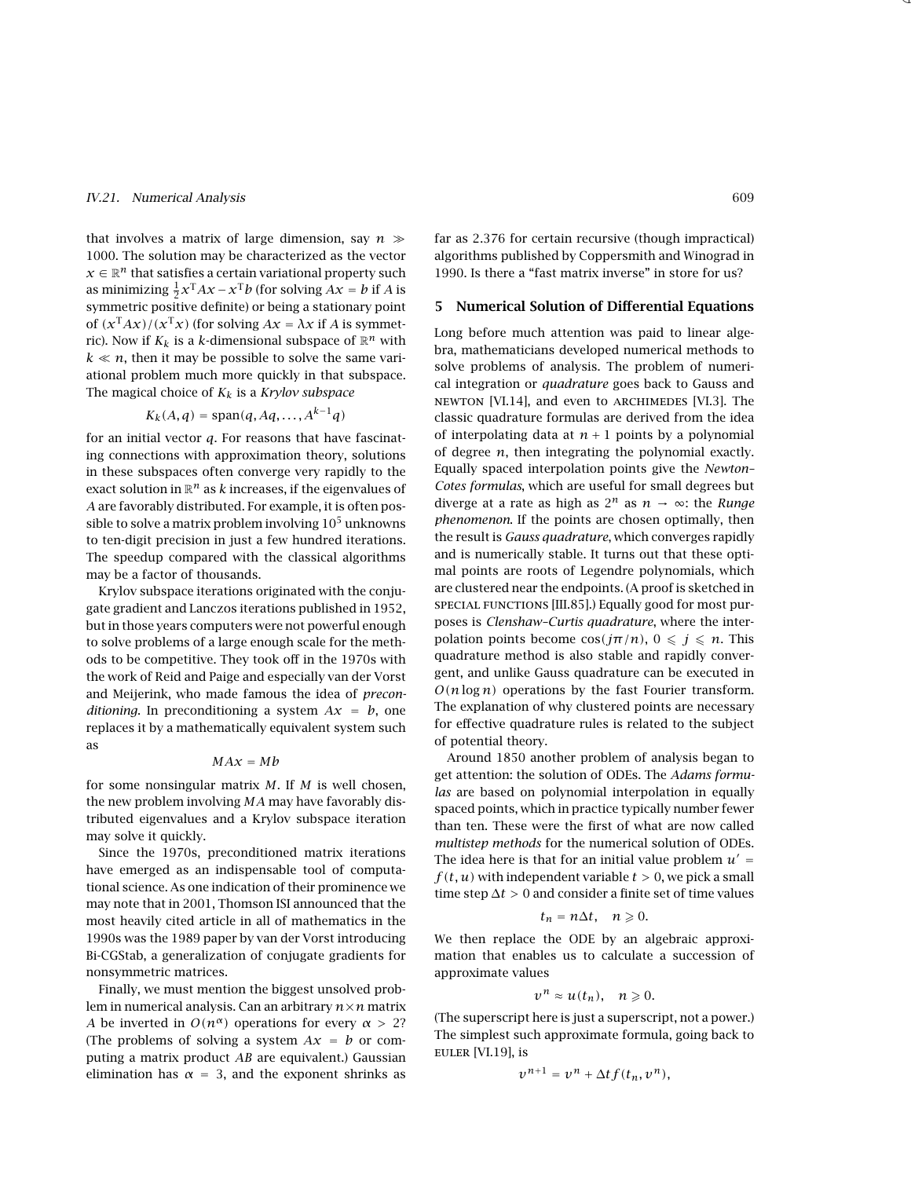that involves a matrix of large dimension, say $n \gg 1000$. The solution may be characterized as the vector $x \in \mathbb{R}^n$ that satisfies a certain variational property such as minimizing $\frac{1}{2}x^{\mathrm{T}}Ax - x^{\mathrm{T}}b$ (for solving $Ax = b$ if $A$ is symmetric positive definite) or being a stationary point of $(x^{\mathrm{T}}Ax)/(x^{\mathrm{T}}x)$ (for solving $Ax = \lambda x$ if $A$ is symmetric). Now if $K_k$ is a $k$-dimensional subspace of $\mathbb{R}^n$ with $k \ll n$, then it may be possible to solve the same variational problem much more quickly in that subspace. The magical choice of $K_k$ is a *Krylov subspace*

$$K_k(A, q) = \operatorname{span}(q, Aq, \dots, A^{k-1}q)$$

for an initial vector $q$. For reasons that have fascinating connections with approximation theory, solutions in these subspaces often converge very rapidly to the exact solution in $\mathbb{R}^n$ as $k$ increases, if the eigenvalues of $A$ are favorably distributed. For example, it is often possible to solve a matrix problem involving $10^5$ unknowns to ten-digit precision in just a few hundred iterations. The speedup compared with the classical algorithms may be a factor of thousands.

Krylov subspace iterations originated with the conjugate gradient and Lanczos iterations published in 1952, but in those years computers were not powerful enough to solve problems of a large enough scale for the methods to be competitive. They took off in the 1970s with the work of Reid and Paige and especially van der Vorst and Meijerink, who made famous the idea of *preconditioning*. In preconditioning a system $Ax = b$, one replaces it by a mathematically equivalent system such as

$$MAx = Mb$$

for some nonsingular matrix $M$. If $M$ is well chosen, the new problem involving $MA$ may have favorably distributed eigenvalues and a Krylov subspace iteration may solve it quickly.

Since the 1970s, preconditioned matrix iterations have emerged as an indispensable tool of computational science. As one indication of their prominence we may note that in 2001, Thomson ISI announced that the most heavily cited article in all of mathematics in the 1990s was the 1989 paper by van der Vorst introducing Bi-CGStab, a generalization of conjugate gradients for nonsymmetric matrices.

Finally, we must mention the biggest unsolved problem in numerical analysis. Can an arbitrary $n \times n$ matrix $A$ be inverted in $O(n^{\alpha})$ operations for every $\alpha > 2$? (The problems of solving a system $Ax = b$ or computing a matrix product $AB$ are equivalent.) Gaussian elimination has $\alpha = 3$, and the exponent shrinks as far as 2.376 for certain recursive (though impractical) algorithms published by Coppersmith and Winograd in 1990. Is there a "fast matrix inverse" in store for us?

## 5 Numerical Solution of Differential Equations

Long before much attention was paid to linear algebra, mathematicians developed numerical methods to solve problems of analysis. The problem of numerical integration or *quadrature* goes back to Gauss and NEWTON [VI.14], and even to ARCHIMEDES [VI.3]. The classic quadrature formulas are derived from the idea of interpolating data at $n + 1$ points by a polynomial of degree $n$, then integrating the polynomial exactly. Equally spaced interpolation points give the *Newton–Cotes formulas*, which are useful for small degrees but diverge at a rate as high as $2^n$ as $n \to \infty$: the *Runge phenomenon*. If the points are chosen optimally, then the result is *Gauss quadrature*, which converges rapidly and is numerically stable. It turns out that these optimal points are roots of Legendre polynomials, which are clustered near the endpoints. (A proof is sketched in SPECIAL FUNCTIONS [III.85].) Equally good for most purposes is *Clenshaw–Curtis quadrature*, where the interpolation points become $\cos(j\pi/n)$, $0 \leqslant j \leqslant n$. This quadrature method is also stable and rapidly convergent, and unlike Gauss quadrature can be executed in $O(n \log n)$ operations by the fast Fourier transform. The explanation of why clustered points are necessary for effective quadrature rules is related to the subject of potential theory.

Around 1850 another problem of analysis began to get attention: the solution of ODEs. The *Adams formulas* are based on polynomial interpolation in equally spaced points, which in practice typically number fewer than ten. These were the first of what are now called *multistep methods* for the numerical solution of ODEs. The idea here is that for an initial value problem $u' = f(t, u)$ with independent variable $t > 0$, we pick a small time step $\Delta t > 0$ and consider a finite set of time values

$$t_n = n\Delta t, \quad n \geqslant 0.$$

We then replace the ODE by an algebraic approximation that enables us to calculate a succession of approximate values

$$v^n \approx u(t_n), \quad n \geqslant 0.$$

(The superscript here is just a superscript, not a power.) The simplest such approximate formula, going back to EULER [VI.19], is

$$v^{n+1} = v^n + \Delta t f(t_n, v^n),$$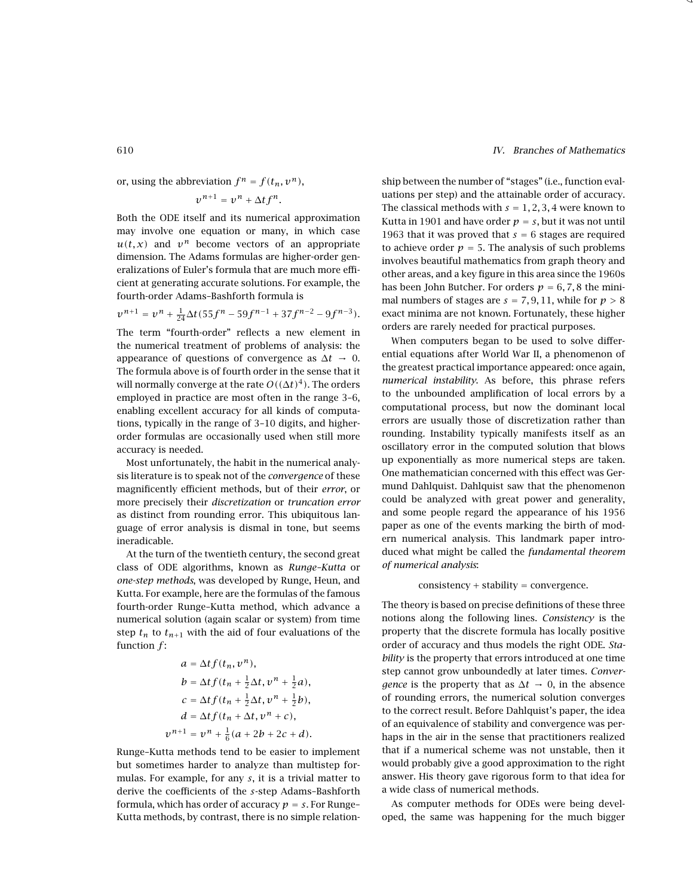or, using the abbreviation $f^n = f(t_n, v^n)$,

$$v^{n+1} = v^n + \Delta t f^n.$$

Both the ODE itself and its numerical approximation may involve one equation or many, in which case $u(t,x)$ and $v^n$ become vectors of an appropriate dimension. The Adams formulas are higher-order generalizations of Euler's formula that are much more efficient at generating accurate solutions. For example, the fourth-order Adams–Bashforth formula is

$$v^{n+1} = v^n + \tfrac{1}{24}\Delta t(55f^n - 59f^{n-1} + 37f^{n-2} - 9f^{n-3}).$$

The term "fourth-order" reflects a new element in the numerical treatment of problems of analysis: the appearance of questions of convergence as $\Delta t \to 0$. The formula above is of fourth order in the sense that it will normally converge at the rate $O((\Delta t)^4)$. The orders employed in practice are most often in the range 3–6, enabling excellent accuracy for all kinds of computations, typically in the range of 3–10 digits, and higher-order formulas are occasionally used when still more accuracy is needed.

Most unfortunately, the habit in the numerical analysis literature is to speak not of the *convergence* of these magnificently efficient methods, but of their *error*, or more precisely their *discretization* or *truncation error* as distinct from rounding error. This ubiquitous language of error analysis is dismal in tone, but seems ineradicable.

At the turn of the twentieth century, the second great class of ODE algorithms, known as *Runge–Kutta* or *one-step methods*, was developed by Runge, Heun, and Kutta. For example, here are the formulas of the famous fourth-order Runge–Kutta method, which advance a numerical solution (again scalar or system) from time step $t_n$ to $t_{n+1}$ with the aid of four evaluations of the function $f$:

$$\begin{aligned}
a &= \Delta t f(t_n, v^n), \\
b &= \Delta t f(t_n + \tfrac{1}{2}\Delta t, v^n + \tfrac{1}{2}a), \\
c &= \Delta t f(t_n + \tfrac{1}{2}\Delta t, v^n + \tfrac{1}{2}b), \\
d &= \Delta t f(t_n + \Delta t, v^n + c), \\
v^{n+1} &= v^n + \tfrac{1}{6}(a + 2b + 2c + d).
\end{aligned}$$

Runge–Kutta methods tend to be easier to implement but sometimes harder to analyze than multistep formulas. For example, for any $s$, it is a trivial matter to derive the coefficients of the $s$-step Adams–Bashforth formula, which has order of accuracy $p = s$. For Runge–Kutta methods, by contrast, there is no simple relationship between the number of "stages" (i.e., function evaluations per step) and the attainable order of accuracy. The classical methods with $s = 1, 2, 3, 4$ were known to Kutta in 1901 and have order $p = s$, but it was not until 1963 that it was proved that $s = 6$ stages are required to achieve order $p = 5$. The analysis of such problems involves beautiful mathematics from graph theory and other areas, and a key figure in this area since the 1960s has been John Butcher. For orders $p = 6, 7, 8$ the minimal numbers of stages are $s = 7, 9, 11$, while for $p > 8$ exact minima are not known. Fortunately, these higher orders are rarely needed for practical purposes.

When computers began to be used to solve differential equations after World War II, a phenomenon of the greatest practical importance appeared: once again, *numerical instability*. As before, this phrase refers to the unbounded amplification of local errors by a computational process, but now the dominant local errors are usually those of discretization rather than rounding. Instability typically manifests itself as an oscillatory error in the computed solution that blows up exponentially as more numerical steps are taken. One mathematician concerned with this effect was Germund Dahlquist. Dahlquist saw that the phenomenon could be analyzed with great power and generality, and some people regard the appearance of his 1956 paper as one of the events marking the birth of modern numerical analysis. This landmark paper introduced what might be called the *fundamental theorem of numerical analysis*:

$$\text{consistency} + \text{stability} = \text{convergence}.$$

The theory is based on precise definitions of these three notions along the following lines. *Consistency* is the property that the discrete formula has locally positive order of accuracy and thus models the right ODE. *Stability* is the property that errors introduced at one time step cannot grow unboundedly at later times. *Convergence* is the property that as $\Delta t \to 0$, in the absence of rounding errors, the numerical solution converges to the correct result. Before Dahlquist's paper, the idea of an equivalence of stability and convergence was perhaps in the air in the sense that practitioners realized that if a numerical scheme was not unstable, then it would probably give a good approximation to the right answer. His theory gave rigorous form to that idea for a wide class of numerical methods.

As computer methods for ODEs were being developed, the same was happening for the much bigger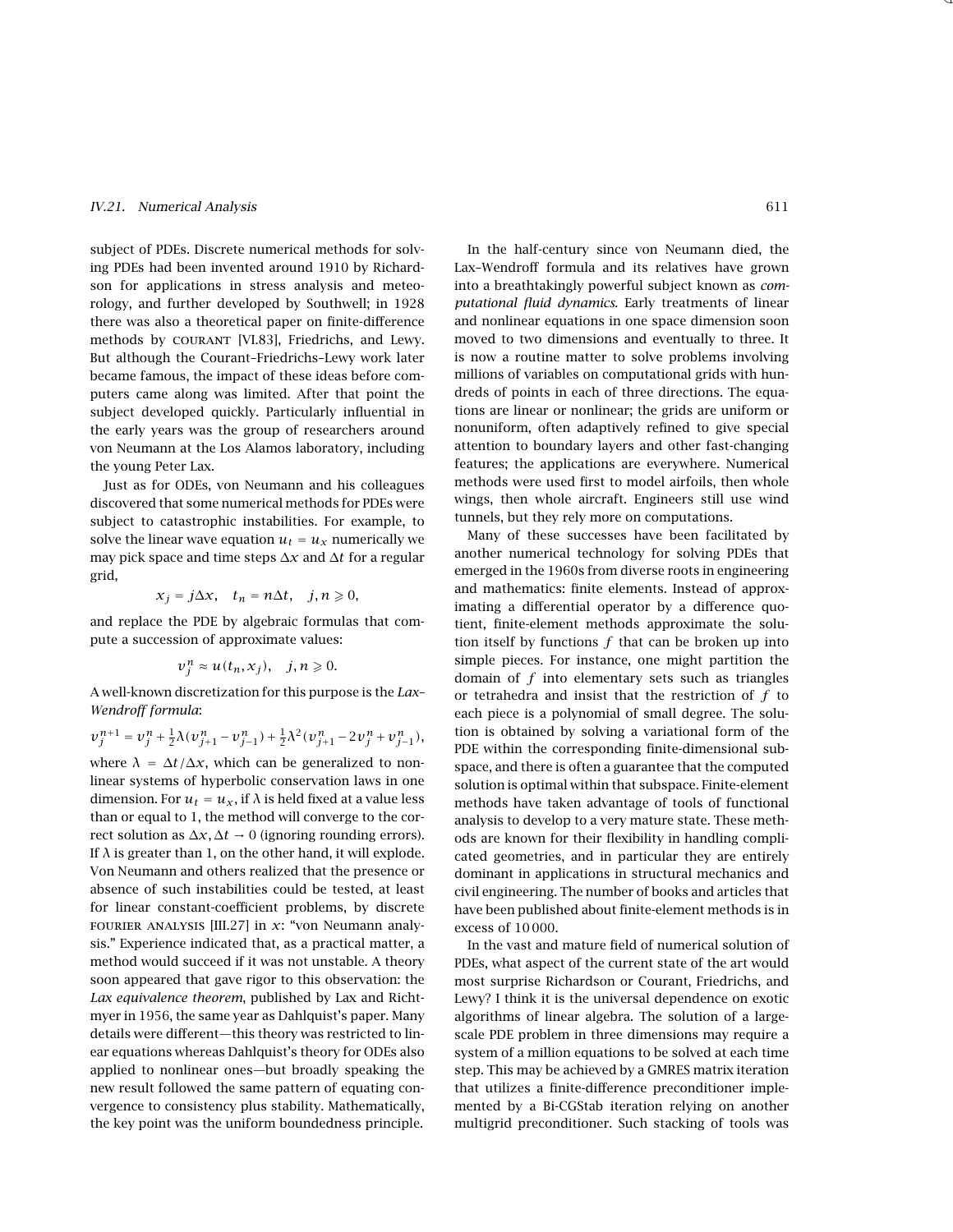subject of PDEs. Discrete numerical methods for solving PDEs had been invented around 1910 by Richardson for applications in stress analysis and meteorology, and further developed by Southwell; in 1928 there was also a theoretical paper on finite-difference methods by COURANT [VI.83], Friedrichs, and Lewy. But although the Courant–Friedrichs–Lewy work later became famous, the impact of these ideas before computers came along was limited. After that point the subject developed quickly. Particularly influential in the early years was the group of researchers around von Neumann at the Los Alamos laboratory, including the young Peter Lax.

Just as for ODEs, von Neumann and his colleagues discovered that some numerical methods for PDEs were subject to catastrophic instabilities. For example, to solve the linear wave equation $u_t = u_x$ numerically we may pick space and time steps $\Delta x$ and $\Delta t$ for a regular grid,

$$x_j = j\Delta x, \quad t_n = n\Delta t, \quad j, n \geqslant 0,$$

and replace the PDE by algebraic formulas that compute a succession of approximate values:

$$v_j^n \approx u(t_n, x_j), \quad j, n \geqslant 0.$$

A well-known discretization for this purpose is the *Lax–Wendroff formula*:

$$v_j^{n+1} = v_j^n + \tfrac{1}{2}\lambda(v_{j+1}^n - v_{j-1}^n) + \tfrac{1}{2}\lambda^2(v_{j+1}^n - 2v_j^n + v_{j-1}^n),$$

where $\lambda = \Delta t/\Delta x$, which can be generalized to nonlinear systems of hyperbolic conservation laws in one dimension. For $u_t = u_x$, if $\lambda$ is held fixed at a value less than or equal to 1, the method will converge to the correct solution as $\Delta x, \Delta t \to 0$ (ignoring rounding errors). If $\lambda$ is greater than 1, on the other hand, it will explode. Von Neumann and others realized that the presence or absence of such instabilities could be tested, at least for linear constant-coefficient problems, by discrete FOURIER ANALYSIS [III.27] in $x$: "von Neumann analysis." Experience indicated that, as a practical matter, a method would succeed if it was not unstable. A theory soon appeared that gave rigor to this observation: the *Lax equivalence theorem*, published by Lax and Richtmyer in 1956, the same year as Dahlquist's paper. Many details were different—this theory was restricted to linear equations whereas Dahlquist's theory for ODEs also applied to nonlinear ones—but broadly speaking the new result followed the same pattern of equating convergence to consistency plus stability. Mathematically, the key point was the uniform boundedness principle.

In the half-century since von Neumann died, the Lax–Wendroff formula and its relatives have grown into a breathtakingly powerful subject known as *computational fluid dynamics*. Early treatments of linear and nonlinear equations in one space dimension soon moved to two dimensions and eventually to three. It is now a routine matter to solve problems involving millions of variables on computational grids with hundreds of points in each of three directions. The equations are linear or nonlinear; the grids are uniform or nonuniform, often adaptively refined to give special attention to boundary layers and other fast-changing features; the applications are everywhere. Numerical methods were used first to model airfoils, then whole wings, then whole aircraft. Engineers still use wind tunnels, but they rely more on computations.

Many of these successes have been facilitated by another numerical technology for solving PDEs that emerged in the 1960s from diverse roots in engineering and mathematics: finite elements. Instead of approximating a differential operator by a difference quotient, finite-element methods approximate the solution itself by functions $f$ that can be broken up into simple pieces. For instance, one might partition the domain of $f$ into elementary sets such as triangles or tetrahedra and insist that the restriction of $f$ to each piece is a polynomial of small degree. The solution is obtained by solving a variational form of the PDE within the corresponding finite-dimensional subspace, and there is often a guarantee that the computed solution is optimal within that subspace. Finite-element methods have taken advantage of tools of functional analysis to develop to a very mature state. These methods are known for their flexibility in handling complicated geometries, and in particular they are entirely dominant in applications in structural mechanics and civil engineering. The number of books and articles that have been published about finite-element methods is in excess of 10 000.

In the vast and mature field of numerical solution of PDEs, what aspect of the current state of the art would most surprise Richardson or Courant, Friedrichs, and Lewy? I think it is the universal dependence on exotic algorithms of linear algebra. The solution of a large-scale PDE problem in three dimensions may require a system of a million equations to be solved at each time step. This may be achieved by a GMRES matrix iteration that utilizes a finite-difference preconditioner implemented by a Bi-CGStab iteration relying on another multigrid preconditioner. Such stacking of tools was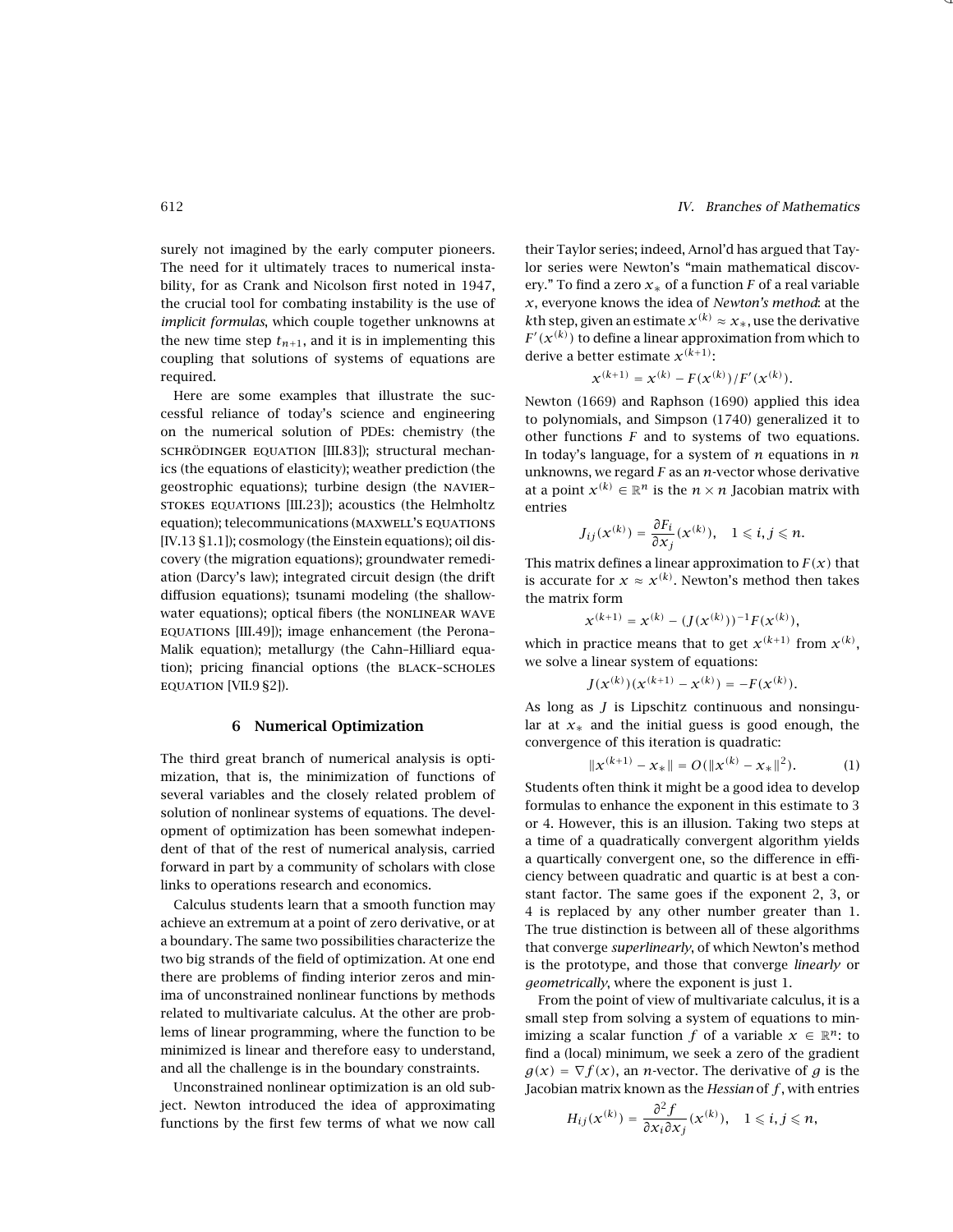surely not imagined by the early computer pioneers. The need for it ultimately traces to numerical instability, for as Crank and Nicolson first noted in 1947, the crucial tool for combating instability is the use of *implicit formulas*, which couple together unknowns at the new time step $t_{n+1}$, and it is in implementing this coupling that solutions of systems of equations are required.

Here are some examples that illustrate the successful reliance of today's science and engineering on the numerical solution of PDEs: chemistry (the SCHRÖDINGER EQUATION [III.83]); structural mechanics (the equations of elasticity); weather prediction (the geostrophic equations); turbine design (the NAVIER–STOKES EQUATIONS [III.23]); acoustics (the Helmholtz equation); telecommunications (MAXWELL'S EQUATIONS [IV.13 §1.1]); cosmology (the Einstein equations); oil discovery (the migration equations); groundwater remediation (Darcy's law); integrated circuit design (the drift diffusion equations); tsunami modeling (the shallow-water equations); optical fibers (the NONLINEAR WAVE EQUATIONS [III.49]); image enhancement (the Perona–Malik equation); metallurgy (the Cahn–Hilliard equation); pricing financial options (the BLACK–SCHOLES EQUATION [VII.9 §2]).

## 6 Numerical Optimization

The third great branch of numerical analysis is optimization, that is, the minimization of functions of several variables and the closely related problem of solution of nonlinear systems of equations. The development of optimization has been somewhat independent of that of the rest of numerical analysis, carried forward in part by a community of scholars with close links to operations research and economics.

Calculus students learn that a smooth function may achieve an extremum at a point of zero derivative, or at a boundary. The same two possibilities characterize the two big strands of the field of optimization. At one end there are problems of finding interior zeros and minima of unconstrained nonlinear functions by methods related to multivariate calculus. At the other are problems of linear programming, where the function to be minimized is linear and therefore easy to understand, and all the challenge is in the boundary constraints.

Unconstrained nonlinear optimization is an old subject. Newton introduced the idea of approximating functions by the first few terms of what we now call their Taylor series; indeed, Arnol'd has argued that Taylor series were Newton's "main mathematical discovery." To find a zero $x_*$ of a function $F$ of a real variable $x$, everyone knows the idea of *Newton's method*: at the $k$th step, given an estimate $x^{(k)} \approx x_*$, use the derivative $F'(x^{(k)})$ to define a linear approximation from which to derive a better estimate $x^{(k+1)}$:

$$x^{(k+1)} = x^{(k)} - F(x^{(k)})/F'(x^{(k)}).$$

Newton (1669) and Raphson (1690) applied this idea to polynomials, and Simpson (1740) generalized it to other functions $F$ and to systems of two equations. In today's language, for a system of $n$ equations in $n$ unknowns, we regard $F$ as an $n$-vector whose derivative at a point $x^{(k)} \in \mathbb{R}^n$ is the $n \times n$ Jacobian matrix with entries

$$J_{ij}(x^{(k)}) = \frac{\partial F_i}{\partial x_j}(x^{(k)}), \quad 1 \leqslant i, j \leqslant n.$$

This matrix defines a linear approximation to $F(x)$ that is accurate for $x \approx x^{(k)}$. Newton's method then takes the matrix form

$$x^{(k+1)} = x^{(k)} - (J(x^{(k)}))^{-1}F(x^{(k)}),$$

which in practice means that to get $x^{(k+1)}$ from $x^{(k)}$, we solve a linear system of equations:

$$J(x^{(k)})(x^{(k+1)} - x^{(k)}) = -F(x^{(k)}).$$

As long as $J$ is Lipschitz continuous and nonsingular at $x_*$ and the initial guess is good enough, the convergence of this iteration is quadratic:

$$\|x^{(k+1)} - x_*\| = O(\|x^{(k)} - x_*\|^2). \tag{1}$$

Students often think it might be a good idea to develop formulas to enhance the exponent in this estimate to 3 or 4. However, this is an illusion. Taking two steps at a time of a quadratically convergent algorithm yields a quartically convergent one, so the difference in efficiency between quadratic and quartic is at best a constant factor. The same goes if the exponent 2, 3, or 4 is replaced by any other number greater than 1. The true distinction is between all of these algorithms that converge *superlinearly*, of which Newton's method is the prototype, and those that converge *linearly* or *geometrically*, where the exponent is just 1.

From the point of view of multivariate calculus, it is a small step from solving a system of equations to minimizing a scalar function $f$ of a variable $x \in \mathbb{R}^n$: to find a (local) minimum, we seek a zero of the gradient $g(x) = \nabla f(x)$, an $n$-vector. The derivative of $g$ is the Jacobian matrix known as the *Hessian* of $f$, with entries

$$H_{ij}(x^{(k)}) = \frac{\partial^2 f}{\partial x_i \partial x_j}(x^{(k)}), \quad 1 \leqslant i, j \leqslant n,$$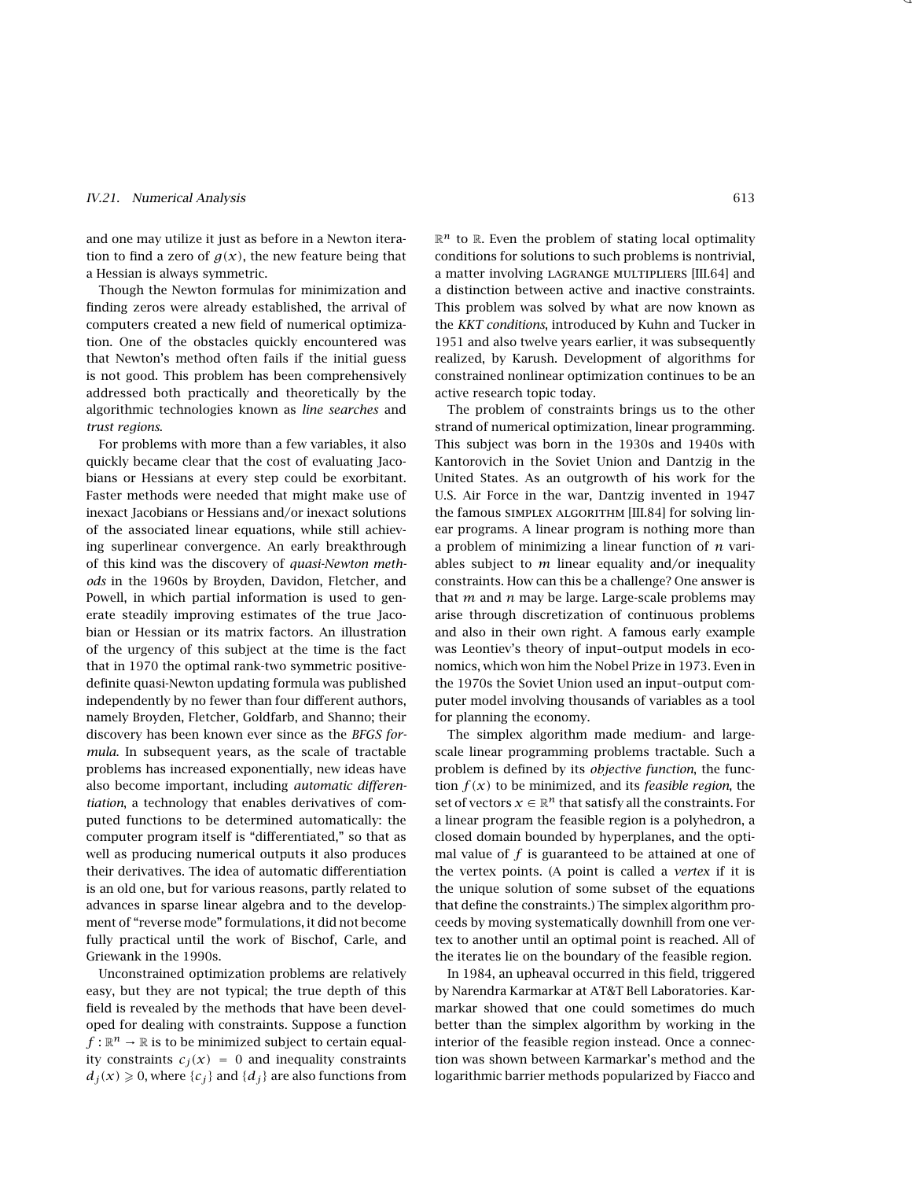and one may utilize it just as before in a Newton iteration to find a zero of $g(x)$, the new feature being that a Hessian is always symmetric.

Though the Newton formulas for minimization and finding zeros were already established, the arrival of computers created a new field of numerical optimization. One of the obstacles quickly encountered was that Newton's method often fails if the initial guess is not good. This problem has been comprehensively addressed both practically and theoretically by the algorithmic technologies known as *line searches* and *trust regions*.

For problems with more than a few variables, it also quickly became clear that the cost of evaluating Jacobians or Hessians at every step could be exorbitant. Faster methods were needed that might make use of inexact Jacobians or Hessians and/or inexact solutions of the associated linear equations, while still achieving superlinear convergence. An early breakthrough of this kind was the discovery of *quasi-Newton methods* in the 1960s by Broyden, Davidon, Fletcher, and Powell, in which partial information is used to generate steadily improving estimates of the true Jacobian or Hessian or its matrix factors. An illustration of the urgency of this subject at the time is the fact that in 1970 the optimal rank-two symmetric positive-definite quasi-Newton updating formula was published independently by no fewer than four different authors, namely Broyden, Fletcher, Goldfarb, and Shanno; their discovery has been known ever since as the *BFGS formula*. In subsequent years, as the scale of tractable problems has increased exponentially, new ideas have also become important, including *automatic differentiation*, a technology that enables derivatives of computed functions to be determined automatically: the computer program itself is "differentiated," so that as well as producing numerical outputs it also produces their derivatives. The idea of automatic differentiation is an old one, but for various reasons, partly related to advances in sparse linear algebra and to the development of "reverse mode" formulations, it did not become fully practical until the work of Bischof, Carle, and Griewank in the 1990s.

Unconstrained optimization problems are relatively easy, but they are not typical; the true depth of this field is revealed by the methods that have been developed for dealing with constraints. Suppose a function $f : \mathbb{R}^n \to \mathbb{R}$ is to be minimized subject to certain equality constraints $c_j(x) = 0$ and inequality constraints $d_j(x) \geqslant 0$, where $\{c_j\}$ and $\{d_j\}$ are also functions from $\mathbb{R}^n$ to $\mathbb{R}$. Even the problem of stating local optimality conditions for solutions to such problems is nontrivial, a matter involving LAGRANGE MULTIPLIERS [III.64] and a distinction between active and inactive constraints. This problem was solved by what are now known as the *KKT conditions*, introduced by Kuhn and Tucker in 1951 and also twelve years earlier, it was subsequently realized, by Karush. Development of algorithms for constrained nonlinear optimization continues to be an active research topic today.

The problem of constraints brings us to the other strand of numerical optimization, linear programming. This subject was born in the 1930s and 1940s with Kantorovich in the Soviet Union and Dantzig in the United States. As an outgrowth of his work for the U.S. Air Force in the war, Dantzig invented in 1947 the famous SIMPLEX ALGORITHM [III.84] for solving linear programs. A linear program is nothing more than a problem of minimizing a linear function of $n$ variables subject to $m$ linear equality and/or inequality constraints. How can this be a challenge? One answer is that $m$ and $n$ may be large. Large-scale problems may arise through discretization of continuous problems and also in their own right. A famous early example was Leontiev's theory of input–output models in economics, which won him the Nobel Prize in 1973. Even in the 1970s the Soviet Union used an input–output computer model involving thousands of variables as a tool for planning the economy.

The simplex algorithm made medium- and large-scale linear programming problems tractable. Such a problem is defined by its *objective function*, the function $f(x)$ to be minimized, and its *feasible region*, the set of vectors $x \in \mathbb{R}^n$ that satisfy all the constraints. For a linear program the feasible region is a polyhedron, a closed domain bounded by hyperplanes, and the optimal value of $f$ is guaranteed to be attained at one of the vertex points. (A point is called a *vertex* if it is the unique solution of some subset of the equations that define the constraints.) The simplex algorithm proceeds by moving systematically downhill from one vertex to another until an optimal point is reached. All of the iterates lie on the boundary of the feasible region.

In 1984, an upheaval occurred in this field, triggered by Narendra Karmarkar at AT&T Bell Laboratories. Karmarkar showed that one could sometimes do much better than the simplex algorithm by working in the interior of the feasible region instead. Once a connection was shown between Karmarkar's method and the logarithmic barrier methods popularized by Fiacco and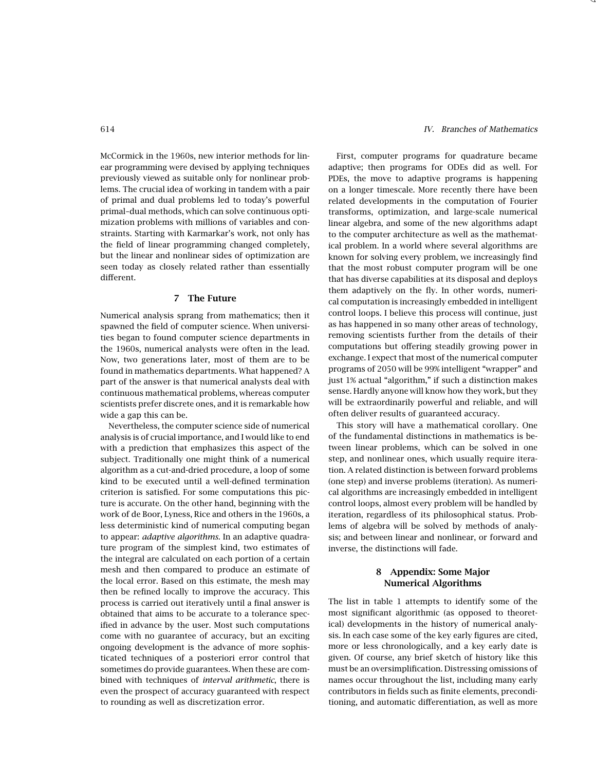McCormick in the 1960s, new interior methods for linear programming were devised by applying techniques previously viewed as suitable only for nonlinear problems. The crucial idea of working in tandem with a pair of primal and dual problems led to today's powerful primal–dual methods, which can solve continuous optimization problems with millions of variables and constraints. Starting with Karmarkar's work, not only has the field of linear programming changed completely, but the linear and nonlinear sides of optimization are seen today as closely related rather than essentially different.

## 7 The Future

Numerical analysis sprang from mathematics; then it spawned the field of computer science. When universities began to found computer science departments in the 1960s, numerical analysts were often in the lead. Now, two generations later, most of them are to be found in mathematics departments. What happened? A part of the answer is that numerical analysts deal with continuous mathematical problems, whereas computer scientists prefer discrete ones, and it is remarkable how wide a gap this can be.

Nevertheless, the computer science side of numerical analysis is of crucial importance, and I would like to end with a prediction that emphasizes this aspect of the subject. Traditionally one might think of a numerical algorithm as a cut-and-dried procedure, a loop of some kind to be executed until a well-defined termination criterion is satisfied. For some computations this picture is accurate. On the other hand, beginning with the work of de Boor, Lyness, Rice and others in the 1960s, a less deterministic kind of numerical computing began to appear: *adaptive algorithms*. In an adaptive quadrature program of the simplest kind, two estimates of the integral are calculated on each portion of a certain mesh and then compared to produce an estimate of the local error. Based on this estimate, the mesh may then be refined locally to improve the accuracy. This process is carried out iteratively until a final answer is obtained that aims to be accurate to a tolerance specified in advance by the user. Most such computations come with no guarantee of accuracy, but an exciting ongoing development is the advance of more sophisticated techniques of a posteriori error control that sometimes do provide guarantees. When these are combined with techniques of *interval arithmetic*, there is even the prospect of accuracy guaranteed with respect to rounding as well as discretization error.

First, computer programs for quadrature became adaptive; then programs for ODEs did as well. For PDEs, the move to adaptive programs is happening on a longer timescale. More recently there have been related developments in the computation of Fourier transforms, optimization, and large-scale numerical linear algebra, and some of the new algorithms adapt to the computer architecture as well as the mathematical problem. In a world where several algorithms are known for solving every problem, we increasingly find that the most robust computer program will be one that has diverse capabilities at its disposal and deploys them adaptively on the fly. In other words, numerical computation is increasingly embedded in intelligent control loops. I believe this process will continue, just as has happened in so many other areas of technology, removing scientists further from the details of their computations but offering steadily growing power in exchange. I expect that most of the numerical computer programs of 2050 will be 99% intelligent "wrapper" and just 1% actual "algorithm," if such a distinction makes sense. Hardly anyone will know how they work, but they will be extraordinarily powerful and reliable, and will often deliver results of guaranteed accuracy.

This story will have a mathematical corollary. One of the fundamental distinctions in mathematics is between linear problems, which can be solved in one step, and nonlinear ones, which usually require iteration. A related distinction is between forward problems (one step) and inverse problems (iteration). As numerical algorithms are increasingly embedded in intelligent control loops, almost every problem will be handled by iteration, regardless of its philosophical status. Problems of algebra will be solved by methods of analysis; and between linear and nonlinear, or forward and inverse, the distinctions will fade.

## 8 Appendix: Some Major Numerical Algorithms

The list in table 1 attempts to identify some of the most significant algorithmic (as opposed to theoretical) developments in the history of numerical analysis. In each case some of the key early figures are cited, more or less chronologically, and a key early date is given. Of course, any brief sketch of history like this must be an oversimplification. Distressing omissions of names occur throughout the list, including many early contributors in fields such as finite elements, preconditioning, and automatic differentiation, as well as more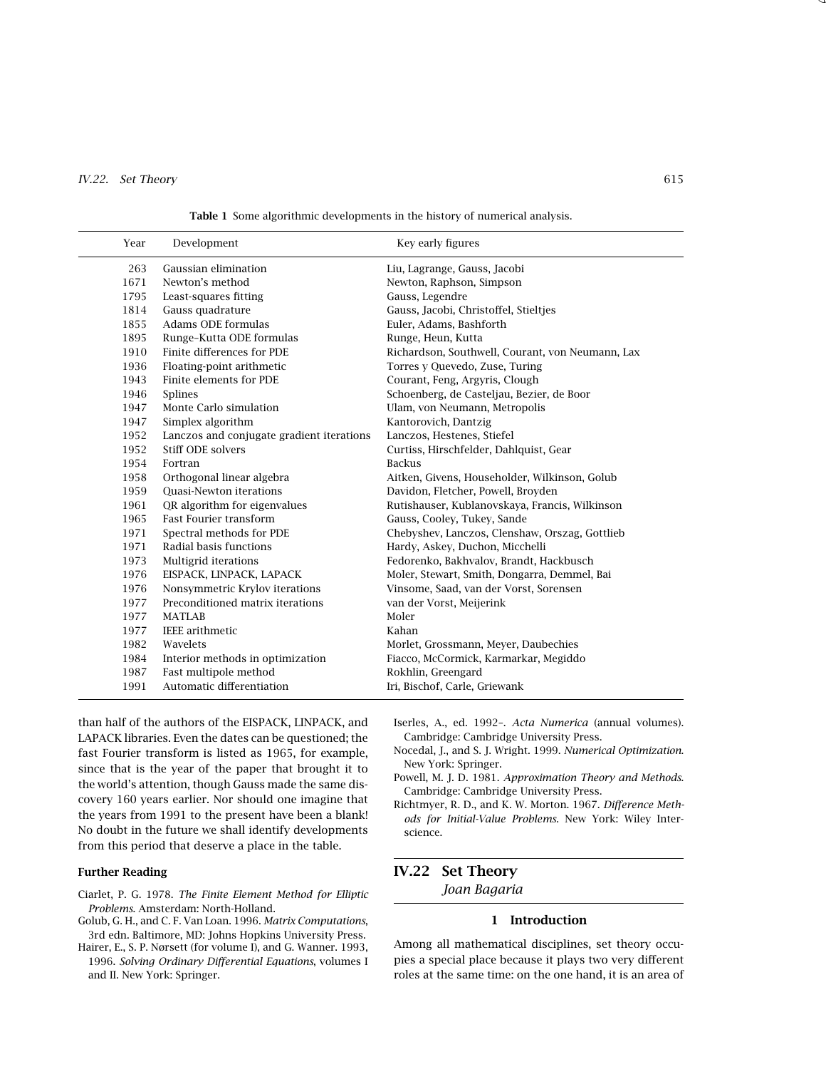Table 1 Some algorithmic developments in the history of numerical analysis.

| Year | Development | Key early figures |
|---|---|---|
| 263 | Gaussian elimination | Liu, Lagrange, Gauss, Jacobi |
| 1671 | Newton's method | Newton, Raphson, Simpson |
| 1795 | Least-squares fitting | Gauss, Legendre |
| 1814 | Gauss quadrature | Gauss, Jacobi, Christoffel, Stieltjes |
| 1855 | Adams ODE formulas | Euler, Adams, Bashforth |
| 1895 | Runge–Kutta ODE formulas | Runge, Heun, Kutta |
| 1910 | Finite differences for PDE | Richardson, Southwell, Courant, von Neumann, Lax |
| 1936 | Floating-point arithmetic | Torres y Quevedo, Zuse, Turing |
| 1943 | Finite elements for PDE | Courant, Feng, Argyris, Clough |
| 1946 | Splines | Schoenberg, de Casteljau, Bezier, de Boor |
| 1947 | Monte Carlo simulation | Ulam, von Neumann, Metropolis |
| 1947 | Simplex algorithm | Kantorovich, Dantzig |
| 1952 | Lanczos and conjugate gradient iterations | Lanczos, Hestenes, Stiefel |
| 1952 | Stiff ODE solvers | Curtiss, Hirschfelder, Dahlquist, Gear |
| 1954 | Fortran | Backus |
| 1958 | Orthogonal linear algebra | Aitken, Givens, Householder, Wilkinson, Golub |
| 1959 | Quasi-Newton iterations | Davidon, Fletcher, Powell, Broyden |
| 1961 | QR algorithm for eigenvalues | Rutishauser, Kublanovskaya, Francis, Wilkinson |
| 1965 | Fast Fourier transform | Gauss, Cooley, Tukey, Sande |
| 1971 | Spectral methods for PDE | Chebyshev, Lanczos, Clenshaw, Orszag, Gottlieb |
| 1971 | Radial basis functions | Hardy, Askey, Duchon, Micchelli |
| 1973 | Multigrid iterations | Fedorenko, Bakhvalov, Brandt, Hackbusch |
| 1976 | EISPACK, LINPACK, LAPACK | Moler, Stewart, Smith, Dongarra, Demmel, Bai |
| 1976 | Nonsymmetric Krylov iterations | Vinsome, Saad, van der Vorst, Sorensen |
| 1977 | Preconditioned matrix iterations | van der Vorst, Meijerink |
| 1977 | MATLAB | Moler |
| 1977 | IEEE arithmetic | Kahan |
| 1982 | Wavelets | Morlet, Grossmann, Meyer, Daubechies |
| 1984 | Interior methods in optimization | Fiacco, McCormick, Karmarkar, Megiddo |
| 1987 | Fast multipole method | Rokhlin, Greengard |
| 1991 | Automatic differentiation | Iri, Bischof, Carle, Griewank |

than half of the authors of the EISPACK, LINPACK, and LAPACK libraries. Even the dates can be questioned; the fast Fourier transform is listed as 1965, for example, since that is the year of the paper that brought it to the world's attention, though Gauss made the same discovery 160 years earlier. Nor should one imagine that the years from 1991 to the present have been a blank! No doubt in the future we shall identify developments from this period that deserve a place in the table.

### Further Reading

Ciarlet, P. G. 1978. *The Finite Element Method for Elliptic Problems*. Amsterdam: North-Holland.

Golub, G. H., and C. F. Van Loan. 1996. *Matrix Computations*, 3rd edn. Baltimore, MD: Johns Hopkins University Press.

Hairer, E., S. P. Nørsett (for volume I), and G. Wanner. 1993, 1996. *Solving Ordinary Differential Equations*, volumes I and II. New York: Springer.

Iserles, A., ed. 1992–. *Acta Numerica* (annual volumes). Cambridge: Cambridge University Press.

Nocedal, J., and S. J. Wright. 1999. *Numerical Optimization*. New York: Springer.

Powell, M. J. D. 1981. *Approximation Theory and Methods*. Cambridge: Cambridge University Press.

Richtmyer, R. D., and K. W. Morton. 1967. *Difference Methods for Initial-Value Problems*. New York: Wiley Interscience.

## IV.22 Set Theory

*Joan Bagaria*

### 1 Introduction

Among all mathematical disciplines, set theory occupies a special place because it plays two very different roles at the same time: on the one hand, it is an area of